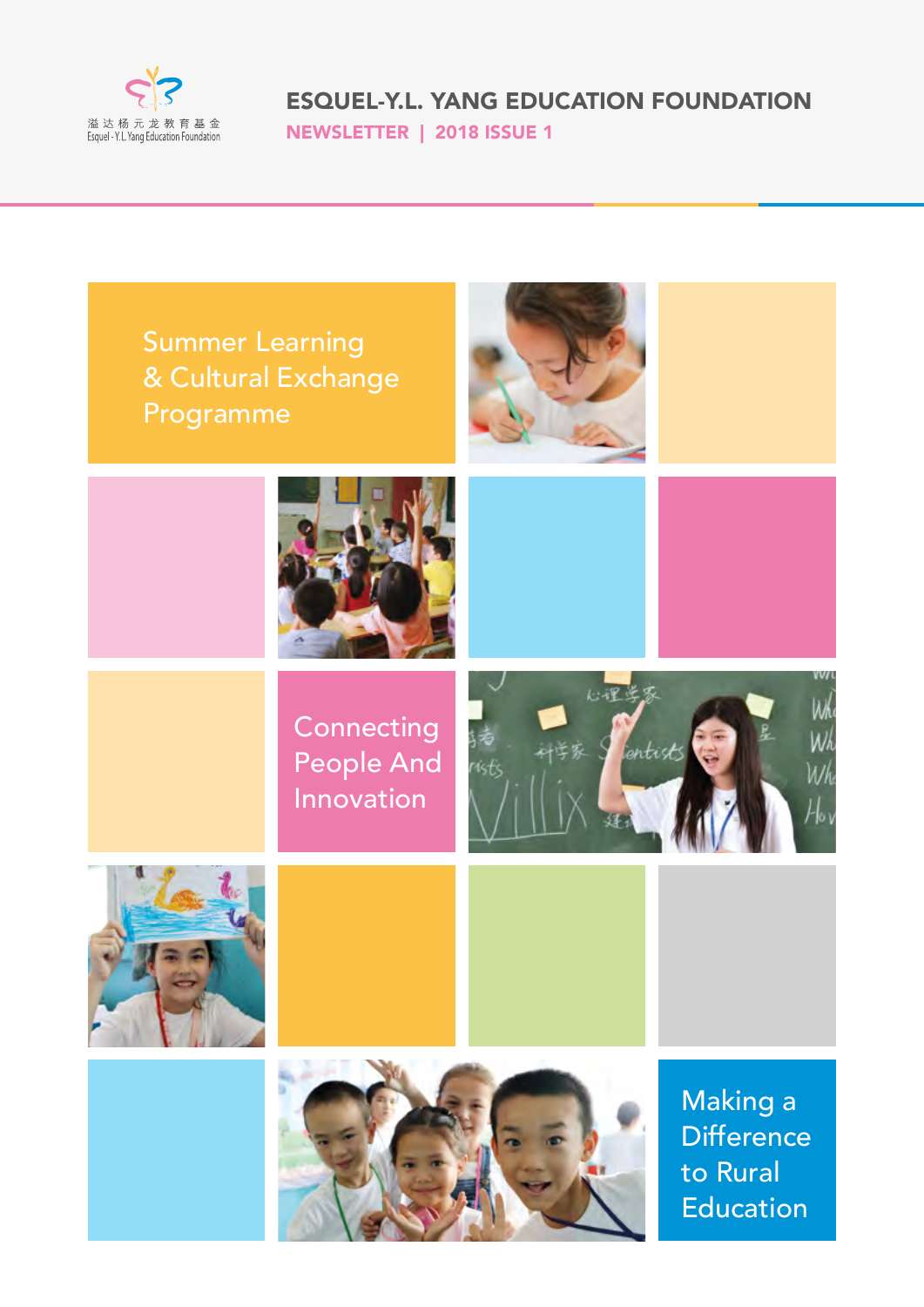溢达杨元龙教育基金
Esquel - Y.L. Yang Education Foundation

# ESQUEL-Y.L. YANG EDUCATION FOUNDATION

**NEWSLETTER | 2018 ISSUE 1**

## Summer Learning & Cultural Exchange Programme

## Connecting People And Innovation

## Making a Difference to Rural Education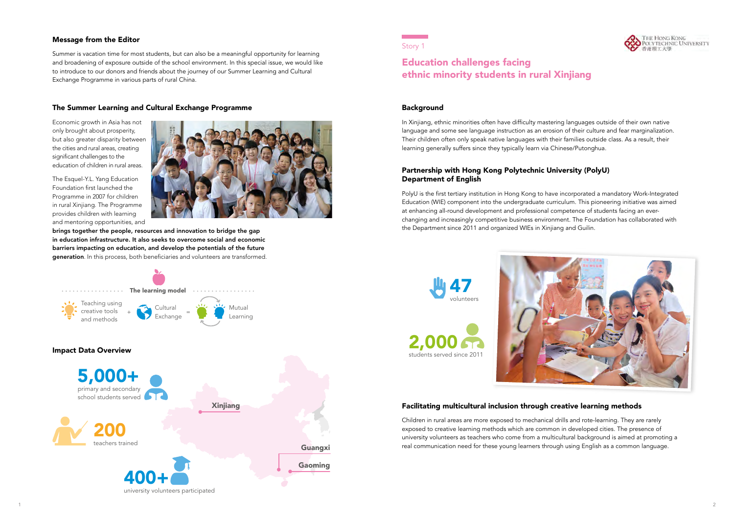## Message from the Editor

Summer is vacation time for most students, but can also be a meaningful opportunity for learning and broadening of exposure outside of the school environment. In this special issue, we would like to introduce to our donors and friends about the journey of our Summer Learning and Cultural Exchange Programme in various parts of rural China.

## The Summer Learning and Cultural Exchange Programme

Economic growth in Asia has not only brought about prosperity, but also greater disparity between the cities and rural areas, creating significant challenges to the education of children in rural areas.

The Esquel-Y.L. Yang Education Foundation first launched the Programme in 2007 for children in rural Xinjiang. The Programme provides children with learning and mentoring opportunities, and **brings together the people, resources and innovation to bridge the gap in education infrastructure. It also seeks to overcome social and economic barriers impacting on education, and develop the potentials of the future generation**. In this process, both beneficiaries and volunteers are transformed.

**The learning model**

Teaching using creative tools and methods + Cultural Exchange = Mutual Learning

## Impact Data Overview

**5,000+** primary and secondary school students served

**200** teachers trained

**400+** university volunteers participated

Xinjiang

Guangxi

Gaoming

Story 1

# Education challenges facing ethnic minority students in rural Xinjiang

## Background

In Xinjiang, ethnic minorities often have difficulty mastering languages outside of their own native language and some see language instruction as an erosion of their culture and fear marginalization. Their children often only speak native languages with their families outside class. As a result, their learning generally suffers since they typically learn via Chinese/Putonghua.

## Partnership with Hong Kong Polytechnic University (PolyU) Department of English

PolyU is the first tertiary institution in Hong Kong to have incorporated a mandatory Work-Integrated Education (WIE) component into the undergraduate curriculum. This pioneering initiative was aimed at enhancing all-round development and professional competence of students facing an ever-changing and increasingly competitive business environment. The Foundation has collaborated with the Department since 2011 and organized WIEs in Xinjiang and Guilin.

**47** volunteers

**2,000** students served since 2011

## Facilitating multicultural inclusion through creative learning methods

Children in rural areas are more exposed to mechanical drills and rote-learning. They are rarely exposed to creative learning methods which are common in developed cities. The presence of university volunteers as teachers who come from a multicultural background is aimed at promoting a real communication need for these young learners through using English as a common language.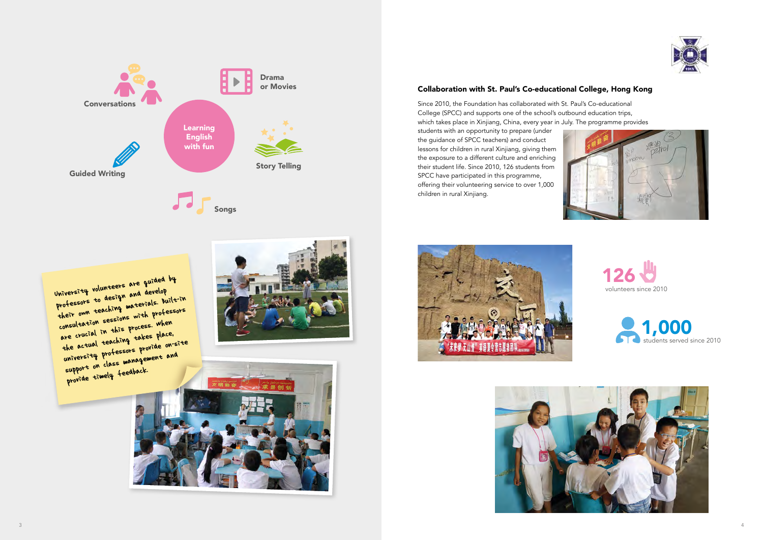Learning English with fun

- Conversations
- Drama or Movies
- Guided Writing
- Story Telling
- Songs

University volunteers are guided by professors to design and develop their own teaching materials. Built-in consultation sessions with professors are crucial in this process. When the actual teaching takes place, university professors provide on-site support on class management and provide timely feedback.

## Collaboration with St. Paul's Co-educational College, Hong Kong

Since 2010, the Foundation has collaborated with St. Paul's Co-educational College (SPCC) and supports one of the school's outbound education trips, which takes place in Xinjiang, China, every year in July. The programme provides students with an opportunity to prepare (under the guidance of SPCC teachers) and conduct lessons for children in rural Xinjiang, giving them the exposure to a different culture and enriching their student life. Since 2010, 126 students from SPCC have participated in this programme, offering their volunteering service to over 1,000 children in rural Xinjiang.

**126** volunteers since 2010

**1,000** students served since 2010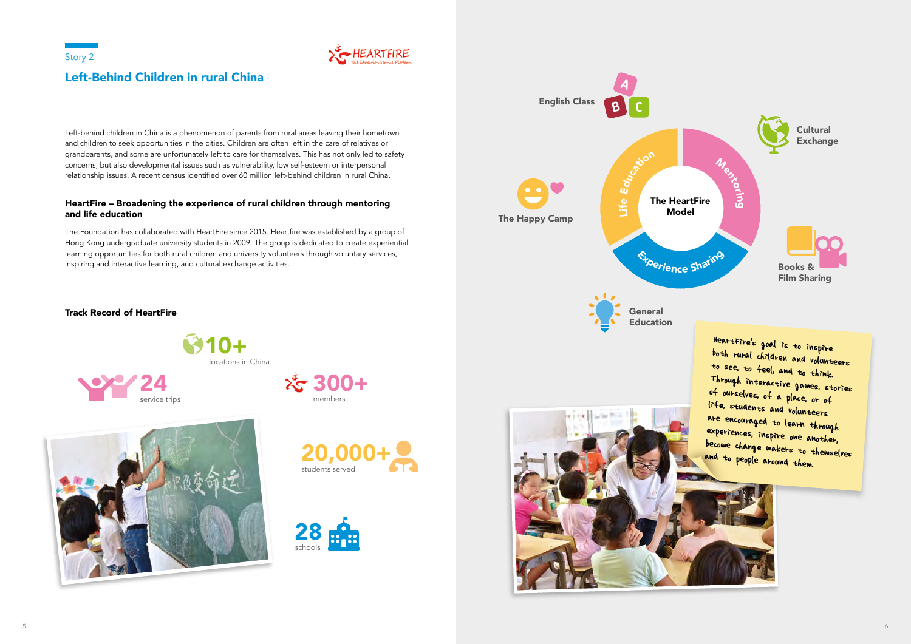Story 2

## Left-Behind Children in rural China

Left-behind children in China is a phenomenon of parents from rural areas leaving their hometown and children to seek opportunities in the cities. Children are often left in the care of relatives or grandparents, and some are unfortunately left to care for themselves. This has not only led to safety concerns, but also developmental issues such as vulnerability, low self-esteem or interpersonal relationship issues. A recent census identified over 60 million left-behind children in rural China.

### HeartFire – Broadening the experience of rural children through mentoring and life education

The Foundation has collaborated with HeartFire since 2015. Heartfire was established by a group of Hong Kong undergraduate university students in 2009. The group is dedicated to create experiential learning opportunities for both rural children and university volunteers through voluntary services, inspiring and interactive learning, and cultural exchange activities.

### Track Record of HeartFire

- **10+** locations in China
- **24** service trips
- **300+** members
- **20,000+** students served
- **28** schools

**The HeartFire Model**

- Life Education
- Mentoring
- Experience Sharing

English Class · Cultural Exchange · The Happy Camp · Books & Film Sharing · General Education

HeartFire's goal is to inspire both rural children and volunteers to see, to feel, and to think. Through interactive games, stories of ourselves, of a place, or of life, students and volunteers are encouraged to learn through experiences, inspire one another, become change makers to themselves and to people around them.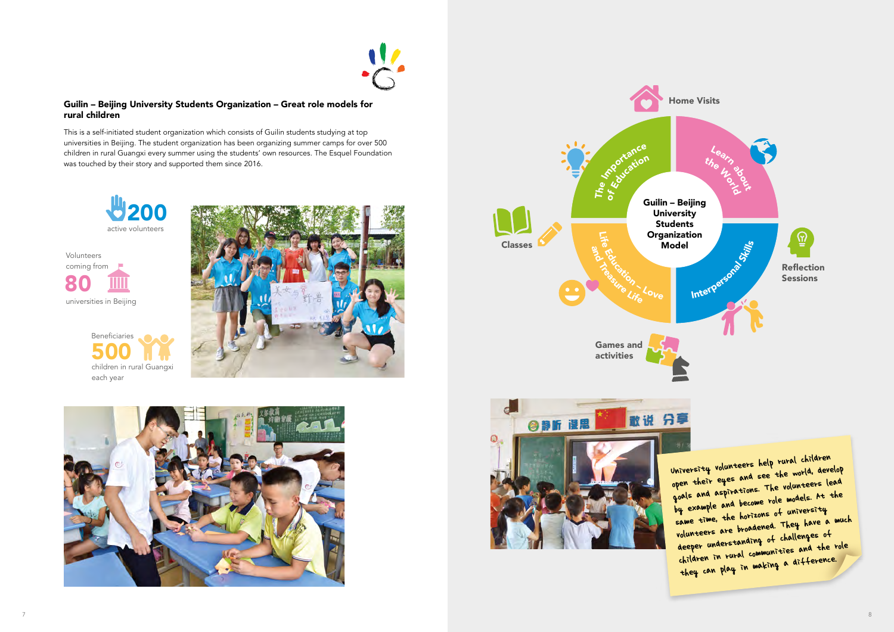## Guilin – Beijing University Students Organization – Great role models for rural children

This is a self-initiated student organization which consists of Guilin students studying at top universities in Beijing. The student organization has been organizing summer camps for over 500 children in rural Guangxi every summer using the students' own resources. The Esquel Foundation was touched by their story and supported them since 2016.

**200** active volunteers

Volunteers coming from **80** universities in Beijing

Beneficiaries **500** children in rural Guangxi each year

**Guilin – Beijing University Students Organization Model**

- The Importance of Education
- Learn about the World
- Interpersonal Skills
- Life Education – Love and Treasure Life

- Home Visits
- Reflection Sessions
- Games and activities
- Classes

University volunteers help rural children open their eyes and see the world, develop goals and aspirations. The volunteers lead by example and become role models. At the same time, the horizons of university volunteers are broadened. They have a much deeper understanding of challenges of children in rural communities and the role they can play in making a difference.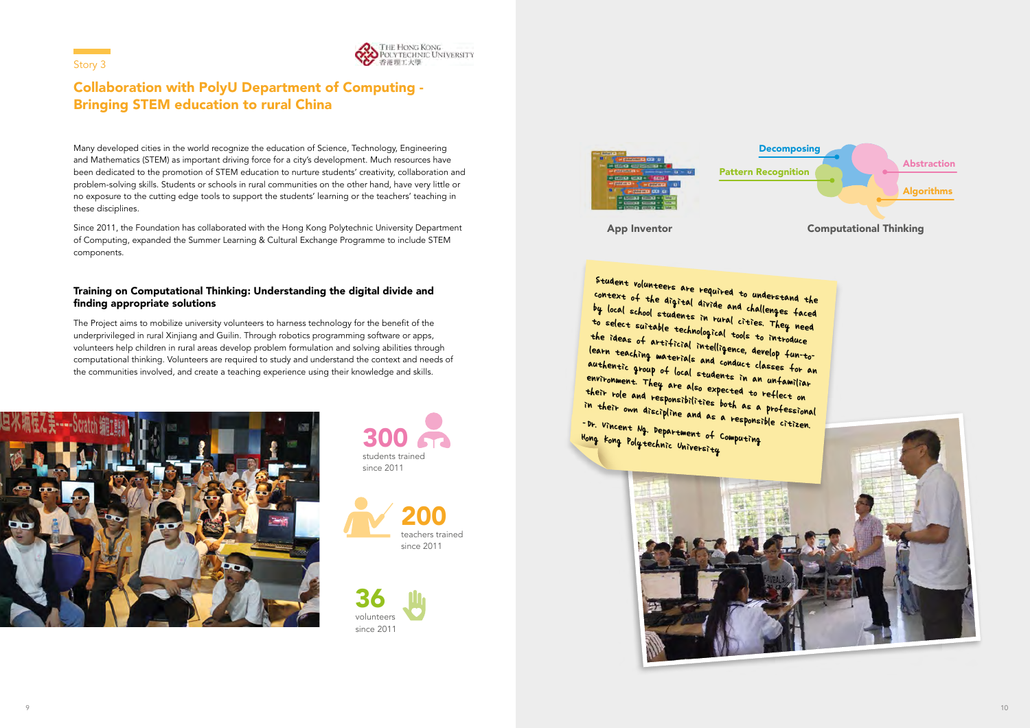Story 3

## Collaboration with PolyU Department of Computing - Bringing STEM education to rural China

Many developed cities in the world recognize the education of Science, Technology, Engineering and Mathematics (STEM) as important driving force for a city's development. Much resources have been dedicated to the promotion of STEM education to nurture students' creativity, collaboration and problem-solving skills. Students or schools in rural communities on the other hand, have very little or no exposure to the cutting edge tools to support the students' learning or the teachers' teaching in these disciplines.

Since 2011, the Foundation has collaborated with the Hong Kong Polytechnic University Department of Computing, expanded the Summer Learning & Cultural Exchange Programme to include STEM components.

### Training on Computational Thinking: Understanding the digital divide and finding appropriate solutions

The Project aims to mobilize university volunteers to harness technology for the benefit of the underprivileged in rural Xinjiang and Guilin. Through robotics programming software or apps, volunteers help children in rural areas develop problem formulation and solving abilities through computational thinking. Volunteers are required to study and understand the context and needs of the communities involved, and create a teaching experience using their knowledge and skills.

**300** students trained since 2011

**200** teachers trained since 2011

**36** volunteers since 2011

App Inventor

Computational Thinking: Decomposing, Pattern Recognition, Abstraction, Algorithms

> Student volunteers are required to understand the context of the digital divide and challenges faced by local school students in rural cities. They need to select suitable technological tools to introduce the ideas of artificial intelligence, develop fun-to-learn teaching materials and conduct classes for an authentic group of local students in an unfamiliar environment. They are also expected to reflect on their role and responsibilities both as a professional in their own discipline and as a responsible citizen.
>
> -Dr. Vincent Ng, Department of Computing
> Hong Kong Polytechnic University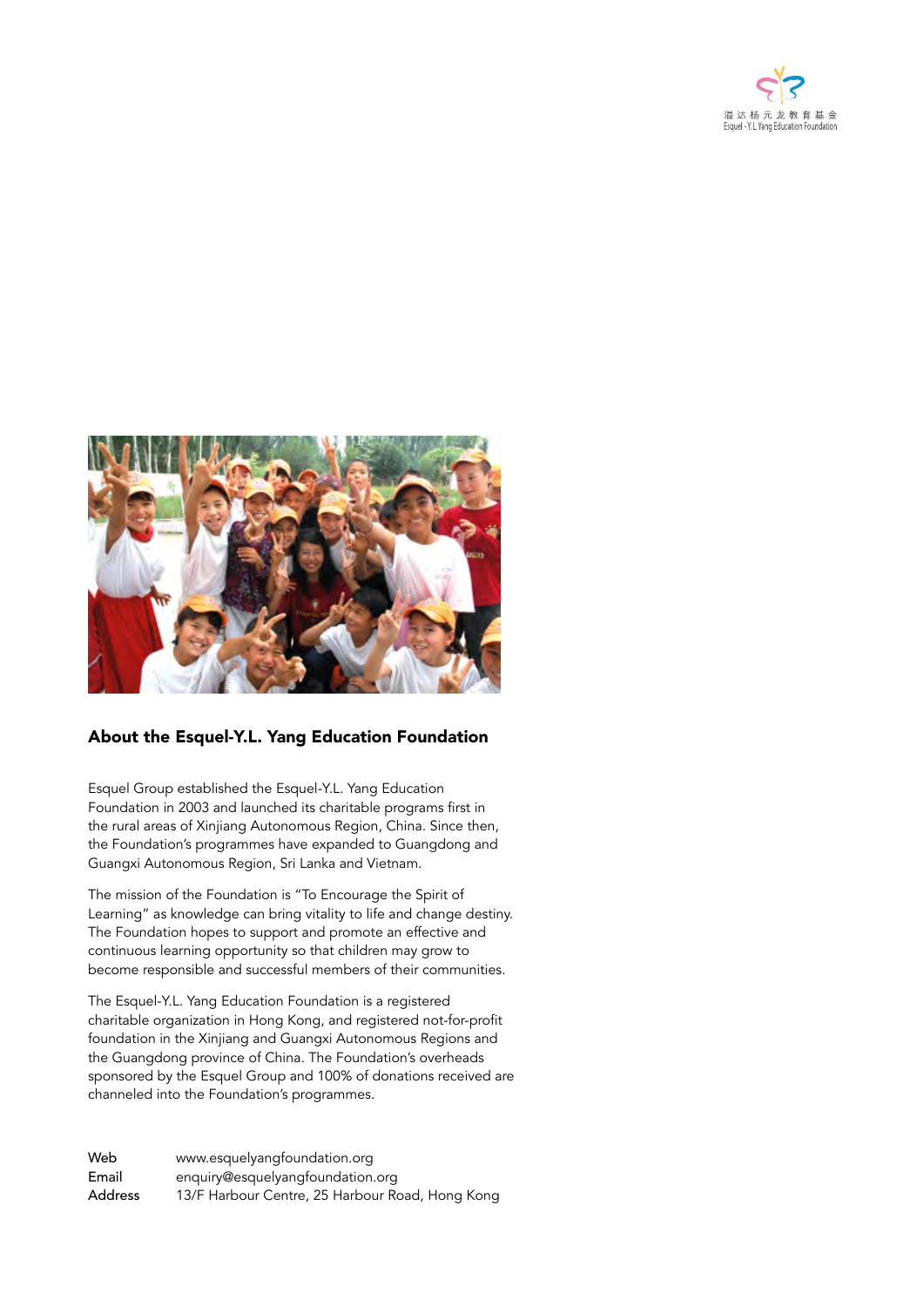溢达杨元龙教育基金
Esquel -Y.L Yang Education Foundation

## About the Esquel-Y.L. Yang Education Foundation

Esquel Group established the Esquel-Y.L. Yang Education Foundation in 2003 and launched its charitable programs first in the rural areas of Xinjiang Autonomous Region, China. Since then, the Foundation's programmes have expanded to Guangdong and Guangxi Autonomous Region, Sri Lanka and Vietnam.

The mission of the Foundation is "To Encourage the Spirit of Learning" as knowledge can bring vitality to life and change destiny. The Foundation hopes to support and promote an effective and continuous learning opportunity so that children may grow to become responsible and successful members of their communities.

The Esquel-Y.L. Yang Education Foundation is a registered charitable organization in Hong Kong, and registered not-for-profit foundation in the Xinjiang and Guangxi Autonomous Regions and the Guangdong province of China. The Foundation's overheads sponsored by the Esquel Group and 100% of donations received are channeled into the Foundation's programmes.

| | |
|---|---|
| Web | www.esquelyangfoundation.org |
| Email | enquiry@esquelyangfoundation.org |
| Address | 13/F Harbour Centre, 25 Harbour Road, Hong Kong |